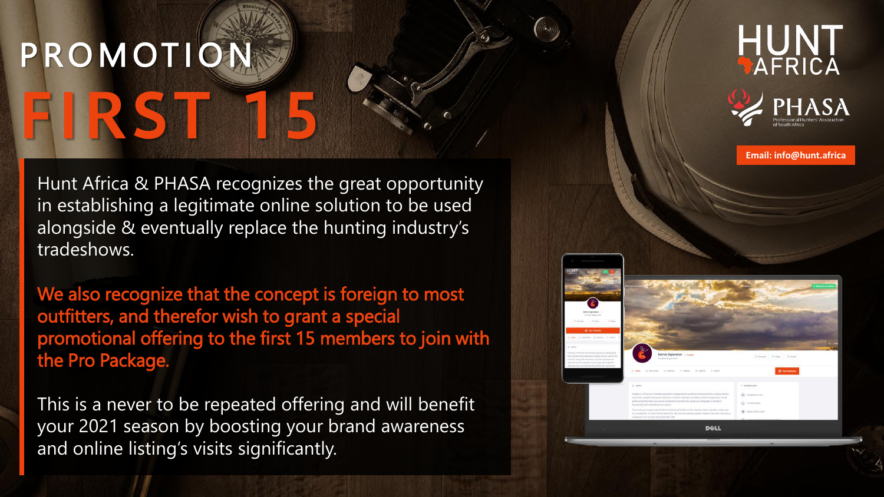# PROMOTION FIRST 15

HUNT AFRICA

PHASA Professional Hunters' Association of South Africa

Email: info@hunt.africa

Hunt Africa & PHASA recognizes the great opportunity in establishing a legitimate online solution to be used alongside & eventually replace the hunting industry's tradeshows.

**We also recognize that the concept is foreign to most outfitters, and therefor wish to grant a special promotional offering to the first 15 members to join with the Pro Package.**

This is a never to be repeated offering and will benefit your 2021 season by boosting your brand awareness and online listing's visits significantly.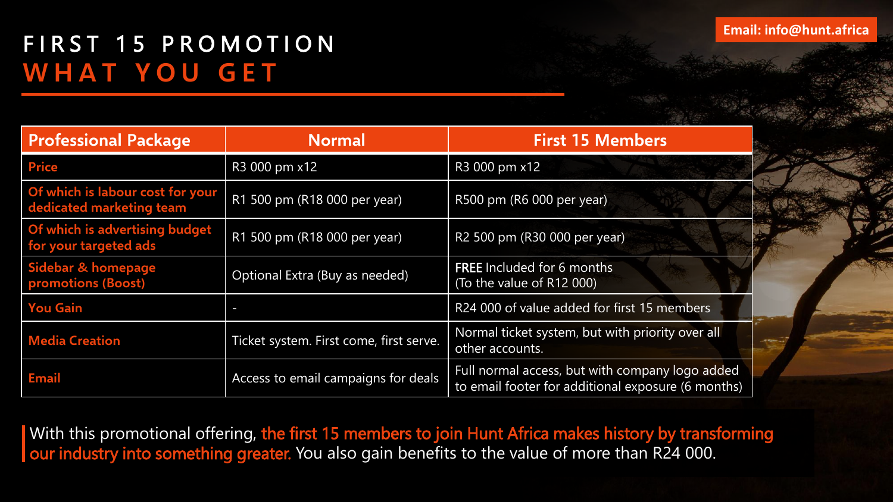Email: info@hunt.africa

# FIRST 15 PROMOTION
## WHAT YOU GET

| Professional Package | Normal | First 15 Members |
|---|---|---|
| **Price** | R3 000 pm x12 | R3 000 pm x12 |
| **Of which is labour cost for your dedicated marketing team** | R1 500 pm (R18 000 per year) | R500 pm (R6 000 per year) |
| **Of which is advertising budget for your targeted ads** | R1 500 pm (R18 000 per year) | R2 500 pm (R30 000 per year) |
| **Sidebar & homepage promotions (Boost)** | Optional Extra (Buy as needed) | **FREE** Included for 6 months (To the value of R12 000) |
| **You Gain** | - | R24 000 of value added for first 15 members |
| **Media Creation** | Ticket system. First come, first serve. | Normal ticket system, but with priority over all other accounts. |
| **Email** | Access to email campaigns for deals | Full normal access, but with company logo added to email footer for additional exposure (6 months) |

With this promotional offering, the first 15 members to join Hunt Africa makes history by transforming our industry into something greater. You also gain benefits to the value of more than R24 000.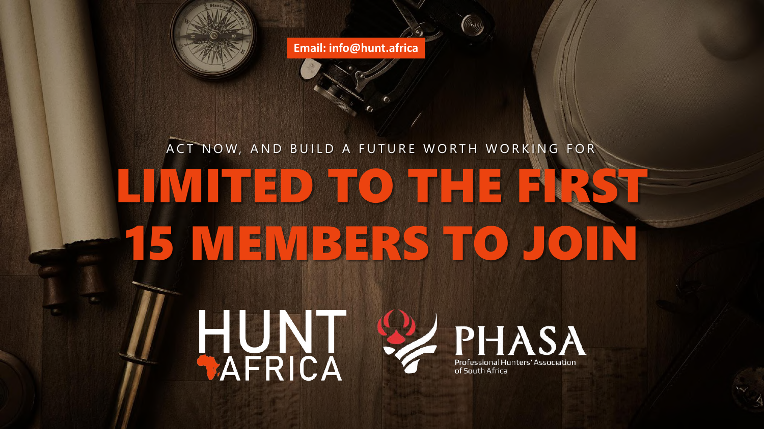**Email: info@hunt.africa**

ACT NOW, AND BUILD A FUTURE WORTH WORKING FOR

# LIMITED TO THE FIRST 15 MEMBERS TO JOIN

HUNT AFRICA

PHASA

Professional Hunters' Association of South Africa